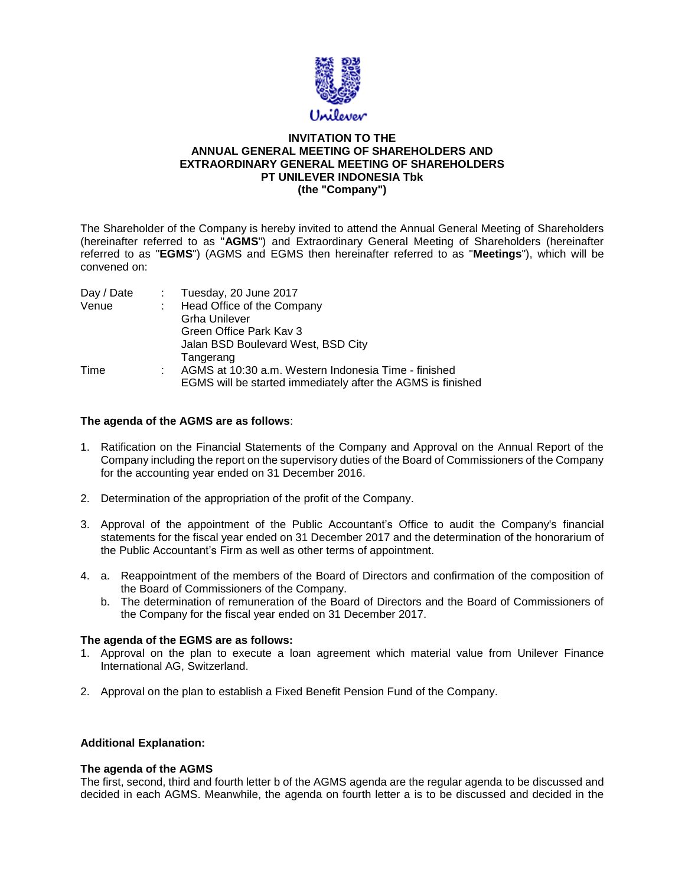# INVITATION TO THE
# ANNUAL GENERAL MEETING OF SHAREHOLDERS AND EXTRAORDINARY GENERAL MEETING OF SHAREHOLDERS
# PT UNILEVER INDONESIA Tbk
# (the "Company")

The Shareholder of the Company is hereby invited to attend the Annual General Meeting of Shareholders (hereinafter referred to as "**AGMS**") and Extraordinary General Meeting of Shareholders (hereinafter referred to as "**EGMS**") (AGMS and EGMS then hereinafter referred to as "**Meetings**"), which will be convened on:

| | | |
|---|---|---|
| Day / Date | : | Tuesday, 20 June 2017 |
| Venue | : | Head Office of the Company<br>Grha Unilever<br>Green Office Park Kav 3<br>Jalan BSD Boulevard West, BSD City<br>Tangerang |
| Time | : | AGMS at 10:30 a.m. Western Indonesia Time - finished<br>EGMS will be started immediately after the AGMS is finished |

**The agenda of the AGMS are as follows**:

1. Ratification on the Financial Statements of the Company and Approval on the Annual Report of the Company including the report on the supervisory duties of the Board of Commissioners of the Company for the accounting year ended on 31 December 2016.

2. Determination of the appropriation of the profit of the Company.

3. Approval of the appointment of the Public Accountant's Office to audit the Company's financial statements for the fiscal year ended on 31 December 2017 and the determination of the honorarium of the Public Accountant's Firm as well as other terms of appointment.

4. a. Reappointment of the members of the Board of Directors and confirmation of the composition of the Board of Commissioners of the Company.
   b. The determination of remuneration of the Board of Directors and the Board of Commissioners of the Company for the fiscal year ended on 31 December 2017.

**The agenda of the EGMS are as follows:**

1. Approval on the plan to execute a loan agreement which material value from Unilever Finance International AG, Switzerland.

2. Approval on the plan to establish a Fixed Benefit Pension Fund of the Company.

**Additional Explanation:**

**The agenda of the AGMS**

The first, second, third and fourth letter b of the AGMS agenda are the regular agenda to be discussed and decided in each AGMS. Meanwhile, the agenda on fourth letter a is to be discussed and decided in the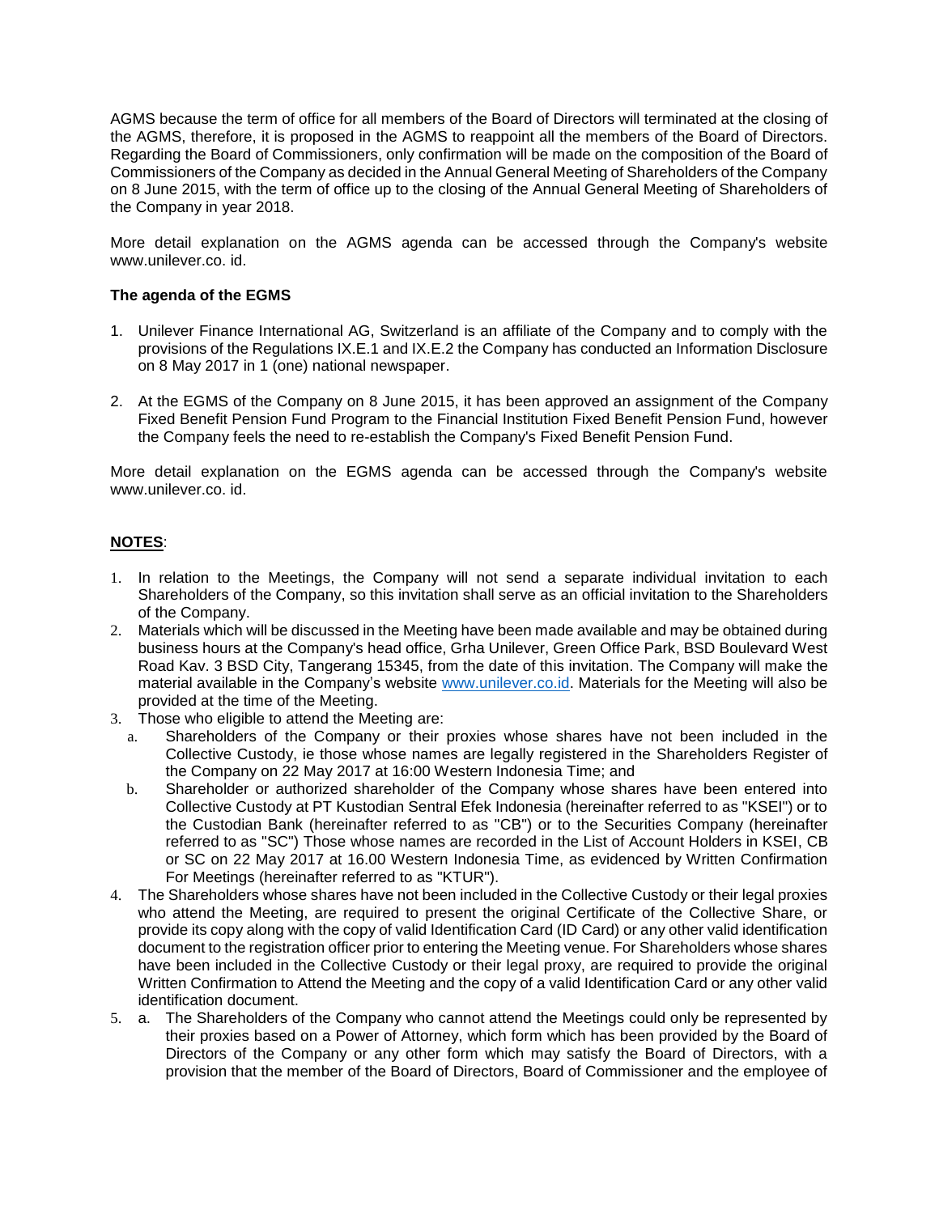AGMS because the term of office for all members of the Board of Directors will terminated at the closing of the AGMS, therefore, it is proposed in the AGMS to reappoint all the members of the Board of Directors. Regarding the Board of Commissioners, only confirmation will be made on the composition of the Board of Commissioners of the Company as decided in the Annual General Meeting of Shareholders of the Company on 8 June 2015, with the term of office up to the closing of the Annual General Meeting of Shareholders of the Company in year 2018.

More detail explanation on the AGMS agenda can be accessed through the Company's website www.unilever.co. id.

**The agenda of the EGMS**

1. Unilever Finance International AG, Switzerland is an affiliate of the Company and to comply with the provisions of the Regulations IX.E.1 and IX.E.2 the Company has conducted an Information Disclosure on 8 May 2017 in 1 (one) national newspaper.

2. At the EGMS of the Company on 8 June 2015, it has been approved an assignment of the Company Fixed Benefit Pension Fund Program to the Financial Institution Fixed Benefit Pension Fund, however the Company feels the need to re-establish the Company's Fixed Benefit Pension Fund.

More detail explanation on the EGMS agenda can be accessed through the Company's website www.unilever.co. id.

**<u>NOTES</u>**:

1. In relation to the Meetings, the Company will not send a separate individual invitation to each Shareholders of the Company, so this invitation shall serve as an official invitation to the Shareholders of the Company.
2. Materials which will be discussed in the Meeting have been made available and may be obtained during business hours at the Company's head office, Grha Unilever, Green Office Park, BSD Boulevard West Road Kav. 3 BSD City, Tangerang 15345, from the date of this invitation. The Company will make the material available in the Company's website www.unilever.co.id. Materials for the Meeting will also be provided at the time of the Meeting.
3. Those who eligible to attend the Meeting are:
   a. Shareholders of the Company or their proxies whose shares have not been included in the Collective Custody, ie those whose names are legally registered in the Shareholders Register of the Company on 22 May 2017 at 16:00 Western Indonesia Time; and
   b. Shareholder or authorized shareholder of the Company whose shares have been entered into Collective Custody at PT Kustodian Sentral Efek Indonesia (hereinafter referred to as "KSEI") or to the Custodian Bank (hereinafter referred to as "CB") or to the Securities Company (hereinafter referred to as "SC") Those whose names are recorded in the List of Account Holders in KSEI, CB or SC on 22 May 2017 at 16.00 Western Indonesia Time, as evidenced by Written Confirmation For Meetings (hereinafter referred to as "KTUR").
4. The Shareholders whose shares have not been included in the Collective Custody or their legal proxies who attend the Meeting, are required to present the original Certificate of the Collective Share, or provide its copy along with the copy of valid Identification Card (ID Card) or any other valid identification document to the registration officer prior to entering the Meeting venue. For Shareholders whose shares have been included in the Collective Custody or their legal proxy, are required to provide the original Written Confirmation to Attend the Meeting and the copy of a valid Identification Card or any other valid identification document.
5. a. The Shareholders of the Company who cannot attend the Meetings could only be represented by their proxies based on a Power of Attorney, which form which has been provided by the Board of Directors of the Company or any other form which may satisfy the Board of Directors, with a provision that the member of the Board of Directors, Board of Commissioner and the employee of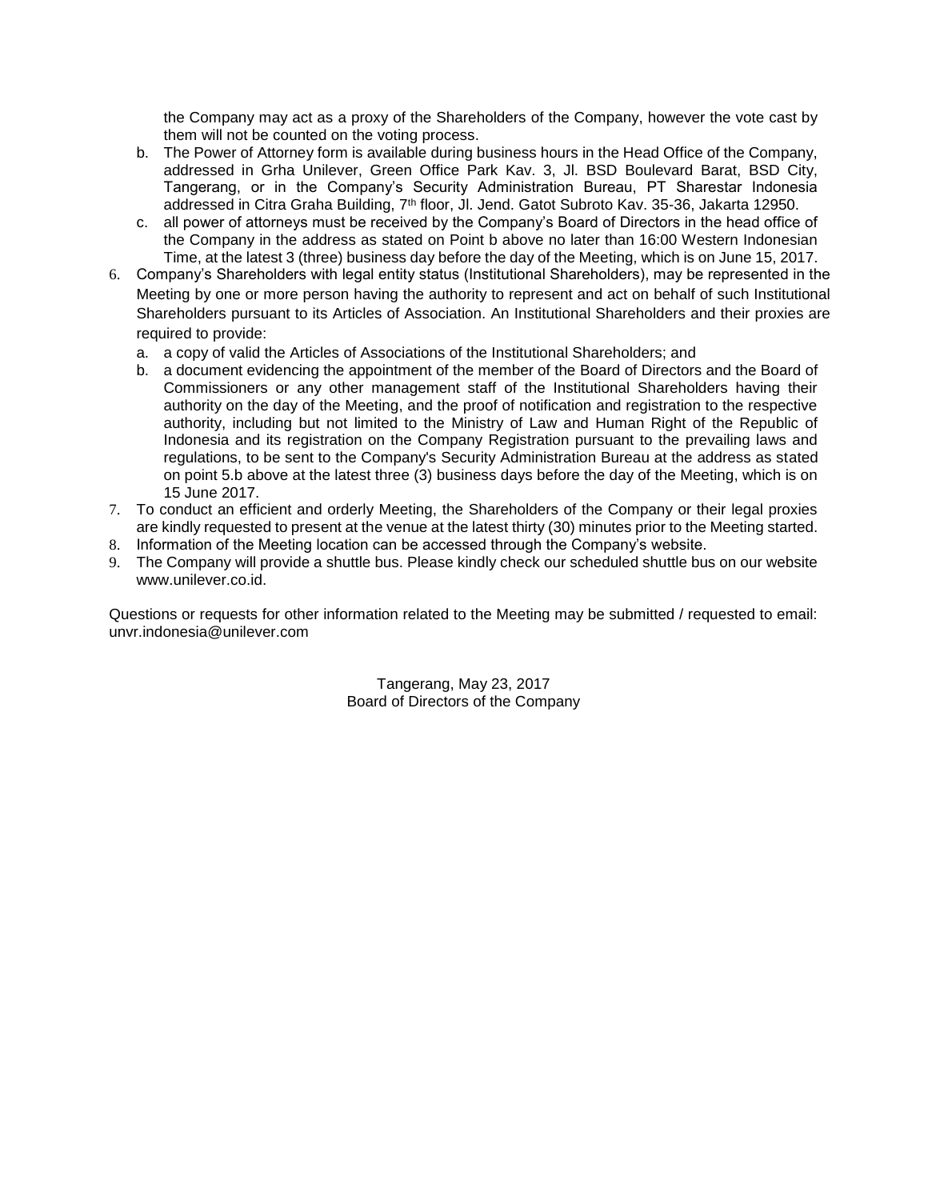the Company may act as a proxy of the Shareholders of the Company, however the vote cast by them will not be counted on the voting process.

b. The Power of Attorney form is available during business hours in the Head Office of the Company, addressed in Grha Unilever, Green Office Park Kav. 3, Jl. BSD Boulevard Barat, BSD City, Tangerang, or in the Company's Security Administration Bureau, PT Sharestar Indonesia addressed in Citra Graha Building, 7th floor, Jl. Jend. Gatot Subroto Kav. 35-36, Jakarta 12950.

c. all power of attorneys must be received by the Company's Board of Directors in the head office of the Company in the address as stated on Point b above no later than 16:00 Western Indonesian Time, at the latest 3 (three) business day before the day of the Meeting, which is on June 15, 2017.

6. Company's Shareholders with legal entity status (Institutional Shareholders), may be represented in the Meeting by one or more person having the authority to represent and act on behalf of such Institutional Shareholders pursuant to its Articles of Association. An Institutional Shareholders and their proxies are required to provide:
   a. a copy of valid the Articles of Associations of the Institutional Shareholders; and
   b. a document evidencing the appointment of the member of the Board of Directors and the Board of Commissioners or any other management staff of the Institutional Shareholders having their authority on the day of the Meeting, and the proof of notification and registration to the respective authority, including but not limited to the Ministry of Law and Human Right of the Republic of Indonesia and its registration on the Company Registration pursuant to the prevailing laws and regulations, to be sent to the Company's Security Administration Bureau at the address as stated on point 5.b above at the latest three (3) business days before the day of the Meeting, which is on 15 June 2017.
7. To conduct an efficient and orderly Meeting, the Shareholders of the Company or their legal proxies are kindly requested to present at the venue at the latest thirty (30) minutes prior to the Meeting started.
8. Information of the Meeting location can be accessed through the Company's website.
9. The Company will provide a shuttle bus. Please kindly check our scheduled shuttle bus on our website www.unilever.co.id.

Questions or requests for other information related to the Meeting may be submitted / requested to email: unvr.indonesia@unilever.com

Tangerang, May 23, 2017
Board of Directors of the Company